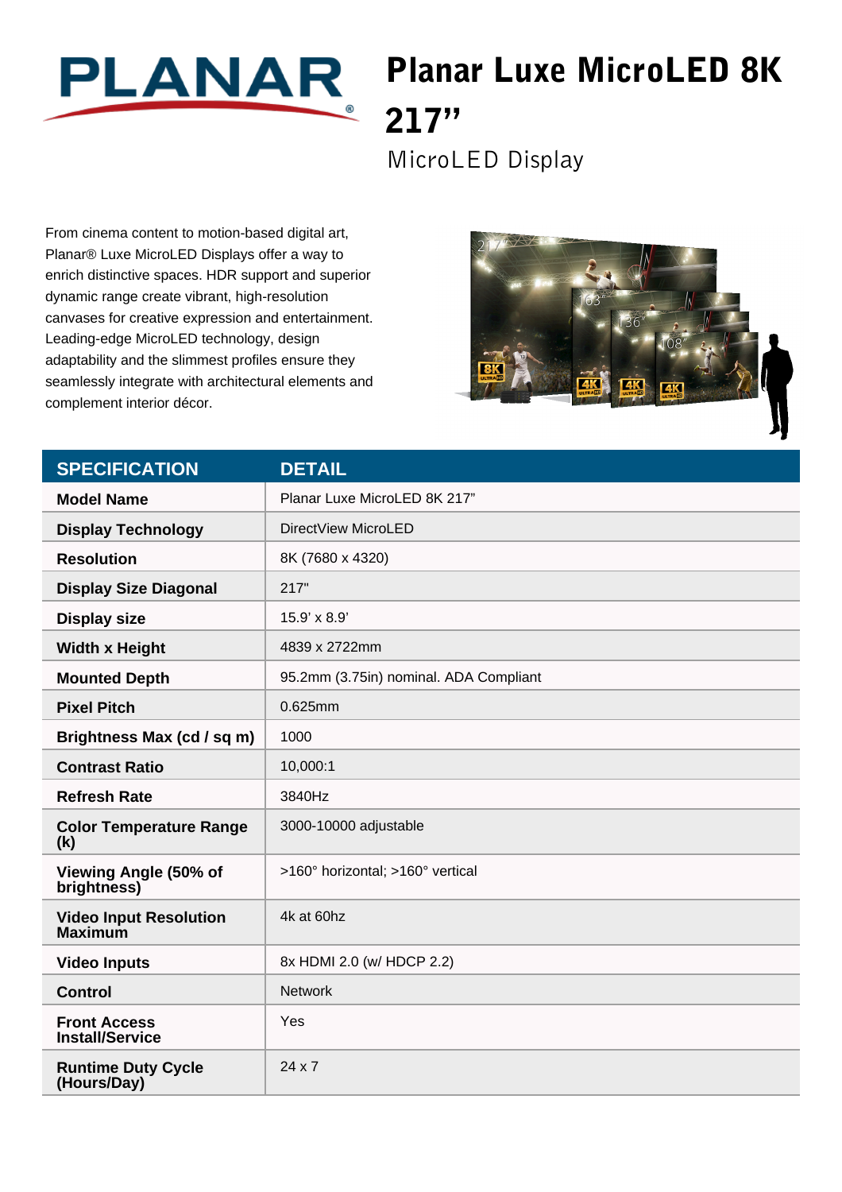# Planar Luxe MicroLED 8K 217”

## MicroLED Display

From cinema content to motion-based digital art, Planar® Luxe MicroLED Displays offer a way to enrich distinctive spaces. HDR support and superior dynamic range create vibrant, high-resolution canvases for creative expression and entertainment. Leading-edge MicroLED technology, design adaptability and the slimmest profiles ensure they seamlessly integrate with architectural elements and complement interior décor.

| SPECIFICATION | DETAIL |
| --- | --- |
| **Model Name** | Planar Luxe MicroLED 8K 217” |
| **Display Technology** | DirectView MicroLED |
| **Resolution** | 8K (7680 x 4320) |
| **Display Size Diagonal** | 217" |
| **Display size** | 15.9’ x 8.9’ |
| **Width x Height** | 4839 x 2722mm |
| **Mounted Depth** | 95.2mm (3.75in) nominal. ADA Compliant |
| **Pixel Pitch** | 0.625mm |
| **Brightness Max (cd / sq m)** | 1000 |
| **Contrast Ratio** | 10,000:1 |
| **Refresh Rate** | 3840Hz |
| **Color Temperature Range (k)** | 3000-10000 adjustable |
| **Viewing Angle (50% of brightness)** | >160° horizontal; >160° vertical |
| **Video Input Resolution Maximum** | 4k at 60hz |
| **Video Inputs** | 8x HDMI 2.0 (w/ HDCP 2.2) |
| **Control** | Network |
| **Front Access Install/Service** | Yes |
| **Runtime Duty Cycle (Hours/Day)** | 24 x 7 |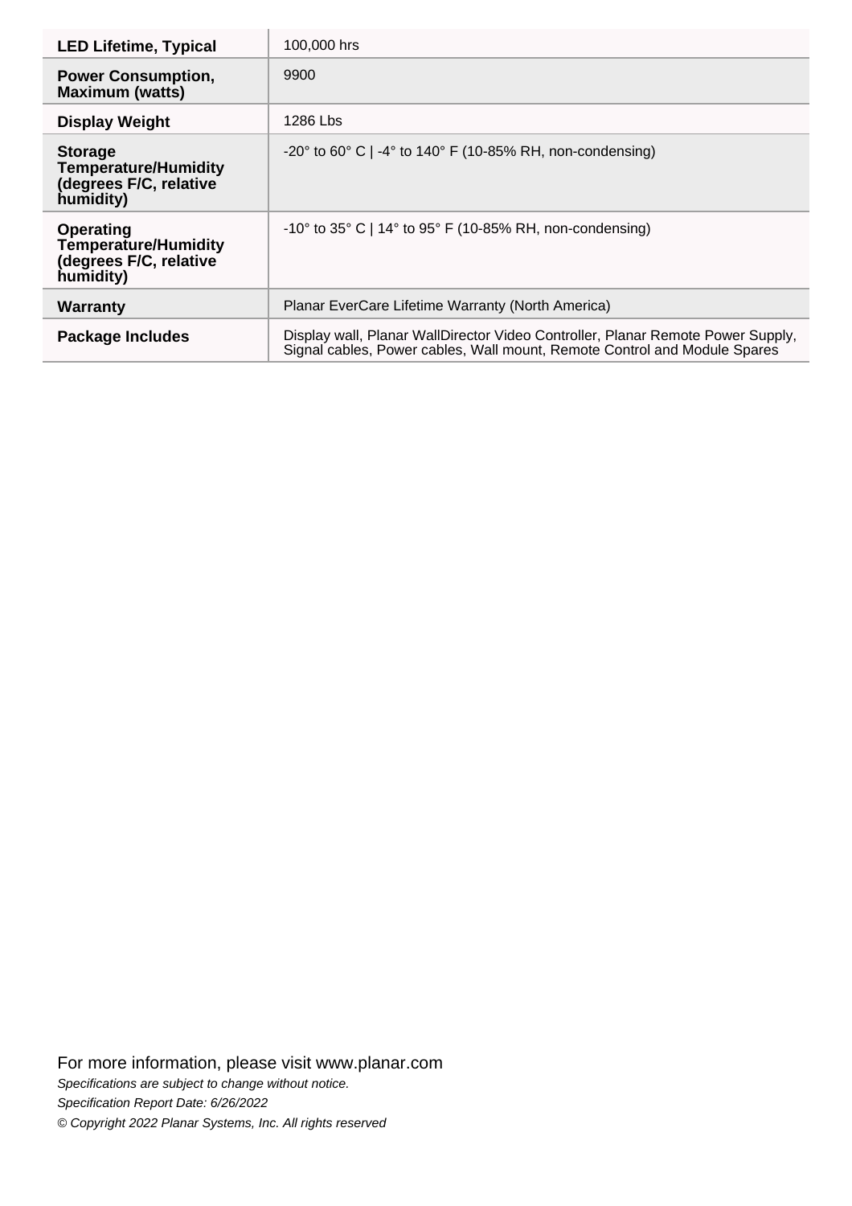| | |
|---|---|
| **LED Lifetime, Typical** | 100,000 hrs |
| **Power Consumption, Maximum (watts)** | 9900 |
| **Display Weight** | 1286 Lbs |
| **Storage Temperature/Humidity (degrees F/C, relative humidity)** | -20° to 60° C \| -4° to 140° F (10-85% RH, non-condensing) |
| **Operating Temperature/Humidity (degrees F/C, relative humidity)** | -10° to 35° C \| 14° to 95° F (10-85% RH, non-condensing) |
| **Warranty** | Planar EverCare Lifetime Warranty (North America) |
| **Package Includes** | Display wall, Planar WallDirector Video Controller, Planar Remote Power Supply, Signal cables, Power cables, Wall mount, Remote Control and Module Spares |

For more information, please visit www.planar.com

*Specifications are subject to change without notice.*

*Specification Report Date: 6/26/2022*

*© Copyright 2022 Planar Systems, Inc. All rights reserved*